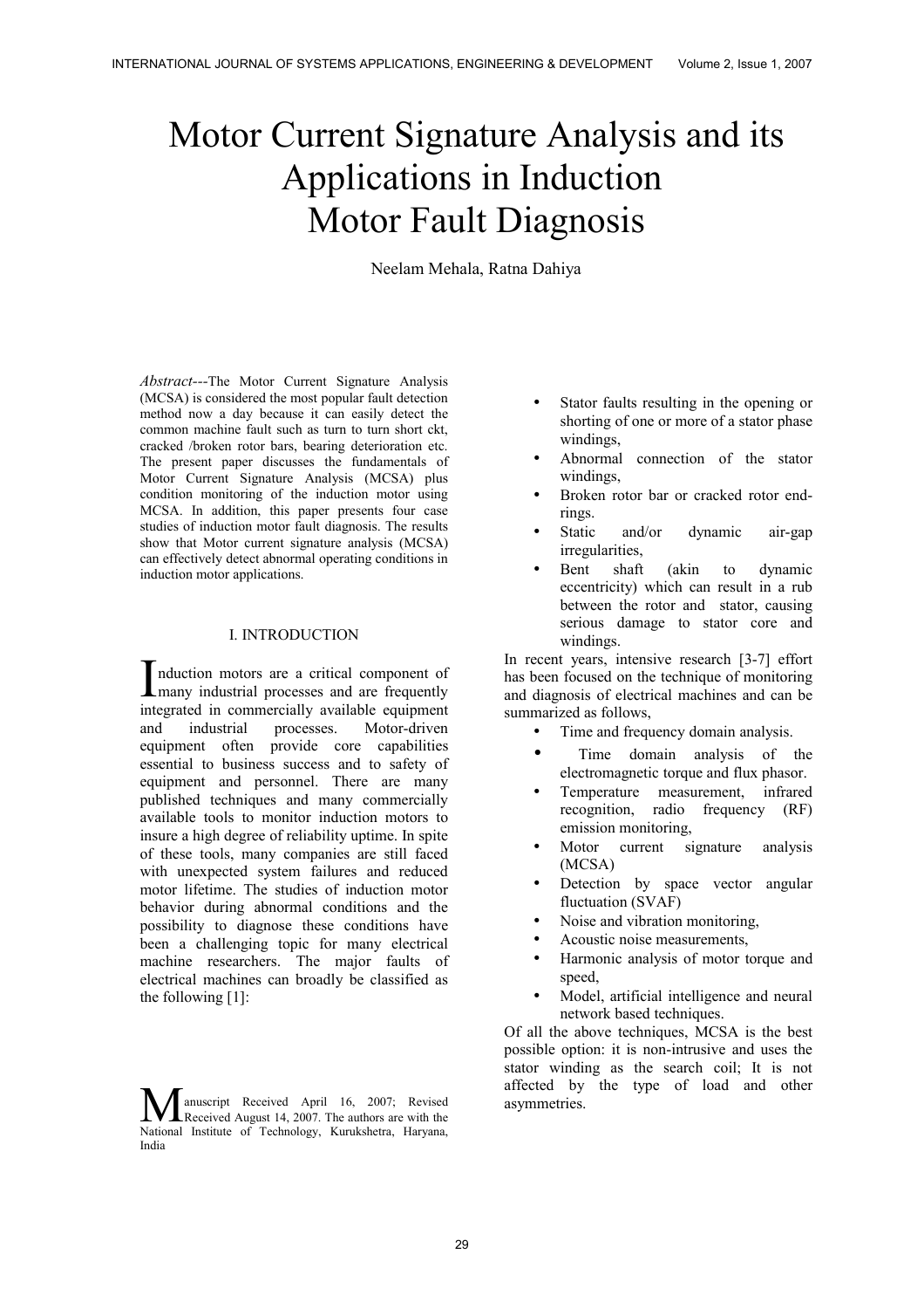# Motor Current Signature Analysis and its Applications in Induction Motor Fault Diagnosis

Neelam Mehala, Ratna Dahiya

*Abstract*---The Motor Current Signature Analysis (MCSA) is considered the most popular fault detection method now a day because it can easily detect the common machine fault such as turn to turn short ckt, cracked /broken rotor bars, bearing deterioration etc. The present paper discusses the fundamentals of Motor Current Signature Analysis (MCSA) plus condition monitoring of the induction motor using MCSA. In addition, this paper presents four case studies of induction motor fault diagnosis. The results show that Motor current signature analysis (MCSA) can effectively detect abnormal operating conditions in induction motor applications.

## I. INTRODUCTION

Induction motors are a critical component of many industrial processes and are frequently integrated in commercially available equipment and industrial processes. Motor-driven equipment often provide core capabilities essential to business success and to safety of equipment and personnel. There are many published techniques and many commercially available tools to monitor induction motors to insure a high degree of reliability uptime. In spite of these tools, many companies are still faced with unexpected system failures and reduced motor lifetime. The studies of induction motor behavior during abnormal conditions and the possibility to diagnose these conditions have been a challenging topic for many electrical machine researchers. The major faults of electrical machines can broadly be classified as the following [1]:

Manuscript Received April 16, 2007; Revised Received August 14, 2007. The authors are with the National Institute of Technology, Kurukshetra, Haryana, India

- Stator faults resulting in the opening or shorting of one or more of a stator phase windings,
- Abnormal connection of the stator windings,
- Broken rotor bar or cracked rotor end-rings.
- Static and/or dynamic air-gap irregularities,
- Bent shaft (akin to dynamic eccentricity) which can result in a rub between the rotor and stator, causing serious damage to stator core and windings.

In recent years, intensive research [3-7] effort has been focused on the technique of monitoring and diagnosis of electrical machines and can be summarized as follows,

- Time and frequency domain analysis.
- Time domain analysis of the electromagnetic torque and flux phasor.
- Temperature measurement, infrared recognition, radio frequency (RF) emission monitoring,
- Motor current signature analysis (MCSA)
- Detection by space vector angular fluctuation (SVAF)
- Noise and vibration monitoring,
- Acoustic noise measurements,
- Harmonic analysis of motor torque and speed,
- Model, artificial intelligence and neural network based techniques.

Of all the above techniques, MCSA is the best possible option: it is non-intrusive and uses the stator winding as the search coil; It is not affected by the type of load and other asymmetries.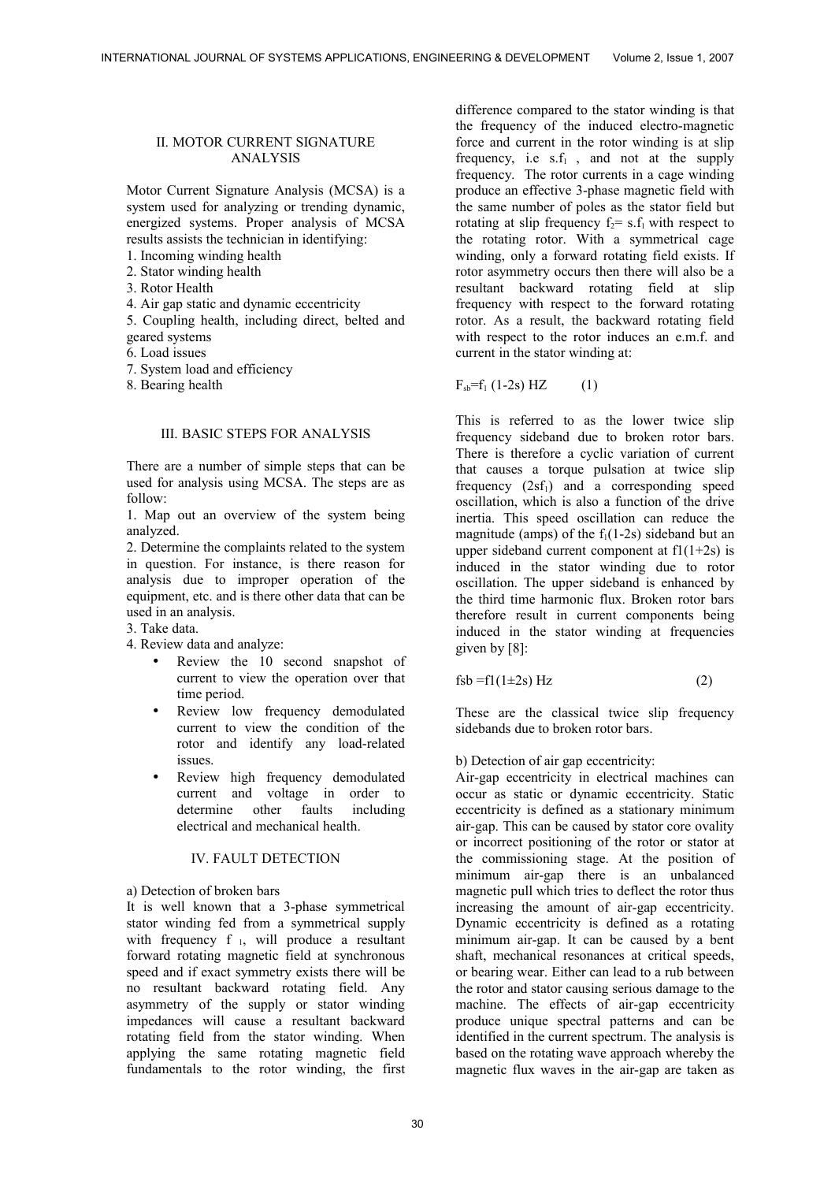## II. MOTOR CURRENT SIGNATURE ANALYSIS

Motor Current Signature Analysis (MCSA) is a system used for analyzing or trending dynamic, energized systems. Proper analysis of MCSA results assists the technician in identifying:

1. Incoming winding health
2. Stator winding health
3. Rotor Health
4. Air gap static and dynamic eccentricity
5. Coupling health, including direct, belted and geared systems
6. Load issues
7. System load and efficiency
8. Bearing health

## III. BASIC STEPS FOR ANALYSIS

There are a number of simple steps that can be used for analysis using MCSA. The steps are as follow:

1. Map out an overview of the system being analyzed.
2. Determine the complaints related to the system in question. For instance, is there reason for analysis due to improper operation of the equipment, etc. and is there other data that can be used in an analysis.
3. Take data.
4. Review data and analyze:
   - Review the 10 second snapshot of current to view the operation over that time period.
   - Review low frequency demodulated current to view the condition of the rotor and identify any load-related issues.
   - Review high frequency demodulated current and voltage in order to determine other faults including electrical and mechanical health.

## IV. FAULT DETECTION

a) Detection of broken bars

It is well known that a 3-phase symmetrical stator winding fed from a symmetrical supply with frequency $f_1$, will produce a resultant forward rotating magnetic field at synchronous speed and if exact symmetry exists there will be no resultant backward rotating field. Any asymmetry of the supply or stator winding impedances will cause a resultant backward rotating field from the stator winding. When applying the same rotating magnetic field fundamentals to the rotor winding, the first difference compared to the stator winding is that the frequency of the induced electro-magnetic force and current in the rotor winding is at slip frequency, i.e $s.f_1$ , and not at the supply frequency. The rotor currents in a cage winding produce an effective 3-phase magnetic field with the same number of poles as the stator field but rotating at slip frequency $f_2= s.f_1$ with respect to the rotating rotor. With a symmetrical cage winding, only a forward rotating field exists. If rotor asymmetry occurs then there will also be a resultant backward rotating field at slip frequency with respect to the forward rotating rotor. As a result, the backward rotating field with respect to the rotor induces an e.m.f. and current in the stator winding at:

$$F_{sb}=f_1\,(1\text{-}2s)\ \text{HZ} \qquad (1)$$

This is referred to as the lower twice slip frequency sideband due to broken rotor bars. There is therefore a cyclic variation of current that causes a torque pulsation at twice slip frequency ($2sf_1$) and a corresponding speed oscillation, which is also a function of the drive inertia. This speed oscillation can reduce the magnitude (amps) of the $f_1(1\text{-}2s)$ sideband but an upper sideband current component at $f1(1+2s)$ is induced in the stator winding due to rotor oscillation. The upper sideband is enhanced by the third time harmonic flux. Broken rotor bars therefore result in current components being induced in the stator winding at frequencies given by [8]:

$$fsb = f1(1\pm2s)\ \text{Hz} \qquad (2)$$

These are the classical twice slip frequency sidebands due to broken rotor bars.

b) Detection of air gap eccentricity:

Air-gap eccentricity in electrical machines can occur as static or dynamic eccentricity. Static eccentricity is defined as a stationary minimum air-gap. This can be caused by stator core ovality or incorrect positioning of the rotor or stator at the commissioning stage. At the position of minimum air-gap there is an unbalanced magnetic pull which tries to deflect the rotor thus increasing the amount of air-gap eccentricity. Dynamic eccentricity is defined as a rotating minimum air-gap. It can be caused by a bent shaft, mechanical resonances at critical speeds, or bearing wear. Either can lead to a rub between the rotor and stator causing serious damage to the machine. The effects of air-gap eccentricity produce unique spectral patterns and can be identified in the current spectrum. The analysis is based on the rotating wave approach whereby the magnetic flux waves in the air-gap are taken as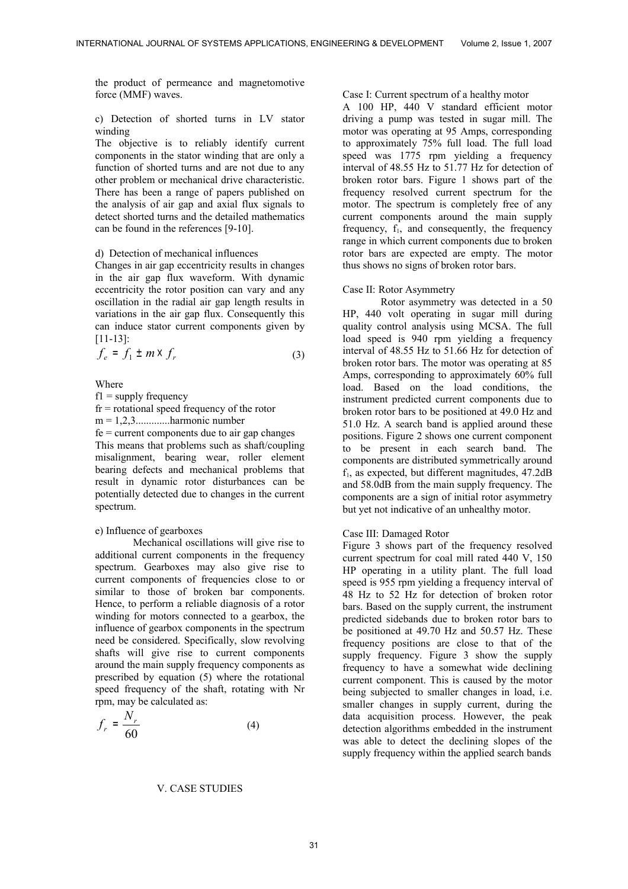the product of permeance and magnetomotive force (MMF) waves.

c) Detection of shorted turns in LV stator winding

The objective is to reliably identify current components in the stator winding that are only a function of shorted turns and are not due to any other problem or mechanical drive characteristic. There has been a range of papers published on the analysis of air gap and axial flux signals to detect shorted turns and the detailed mathematics can be found in the references [9-10].

d) Detection of mechanical influences

Changes in air gap eccentricity results in changes in the air gap flux waveform. With dynamic eccentricity the rotor position can vary and any oscillation in the radial air gap length results in variations in the air gap flux. Consequently this can induce stator current components given by [11-13]:

$$f_e = f_1 \pm m \times f_r \tag{3}$$

Where

$f1$ = supply frequency

$fr$ = rotational speed frequency of the rotor

m = 1,2,3.............harmonic number

$fe$ = current components due to air gap changes

This means that problems such as shaft/coupling misalignment, bearing wear, roller element bearing defects and mechanical problems that result in dynamic rotor disturbances can be potentially detected due to changes in the current spectrum.

e) Influence of gearboxes

Mechanical oscillations will give rise to additional current components in the frequency spectrum. Gearboxes may also give rise to current components of frequencies close to or similar to those of broken bar components. Hence, to perform a reliable diagnosis of a rotor winding for motors connected to a gearbox, the influence of gearbox components in the spectrum need be considered. Specifically, slow revolving shafts will give rise to current components around the main supply frequency components as prescribed by equation (5) where the rotational speed frequency of the shaft, rotating with Nr rpm, may be calculated as:

$$f_r = \frac{N_r}{60} \tag{4}$$

## V. CASE STUDIES

Case I: Current spectrum of a healthy motor

A 100 HP, 440 V standard efficient motor driving a pump was tested in sugar mill. The motor was operating at 95 Amps, corresponding to approximately 75% full load. The full load speed was 1775 rpm yielding a frequency interval of 48.55 Hz to 51.77 Hz for detection of broken rotor bars. Figure 1 shows part of the frequency resolved current spectrum for the motor. The spectrum is completely free of any current components around the main supply frequency, $f_1$, and consequently, the frequency range in which current components due to broken rotor bars are expected are empty. The motor thus shows no signs of broken rotor bars.

Case II: Rotor Asymmetry

Rotor asymmetry was detected in a 50 HP, 440 volt operating in sugar mill during quality control analysis using MCSA. The full load speed is 940 rpm yielding a frequency interval of 48.55 Hz to 51.66 Hz for detection of broken rotor bars. The motor was operating at 85 Amps, corresponding to approximately 60% full load. Based on the load conditions, the instrument predicted current components due to broken rotor bars to be positioned at 49.0 Hz and 51.0 Hz. A search band is applied around these positions. Figure 2 shows one current component to be present in each search band. The components are distributed symmetrically around $f_1$, as expected, but different magnitudes, 47.2dB and 58.0dB from the main supply frequency. The components are a sign of initial rotor asymmetry but yet not indicative of an unhealthy motor.

Case III: Damaged Rotor

Figure 3 shows part of the frequency resolved current spectrum for coal mill rated 440 V, 150 HP operating in a utility plant. The full load speed is 955 rpm yielding a frequency interval of 48 Hz to 52 Hz for detection of broken rotor bars. Based on the supply current, the instrument predicted sidebands due to broken rotor bars to be positioned at 49.70 Hz and 50.57 Hz. These frequency positions are close to that of the supply frequency. Figure 3 show the supply frequency to have a somewhat wide declining current component. This is caused by the motor being subjected to smaller changes in load, i.e. smaller changes in supply current, during the data acquisition process. However, the peak detection algorithms embedded in the instrument was able to detect the declining slopes of the supply frequency within the applied search bands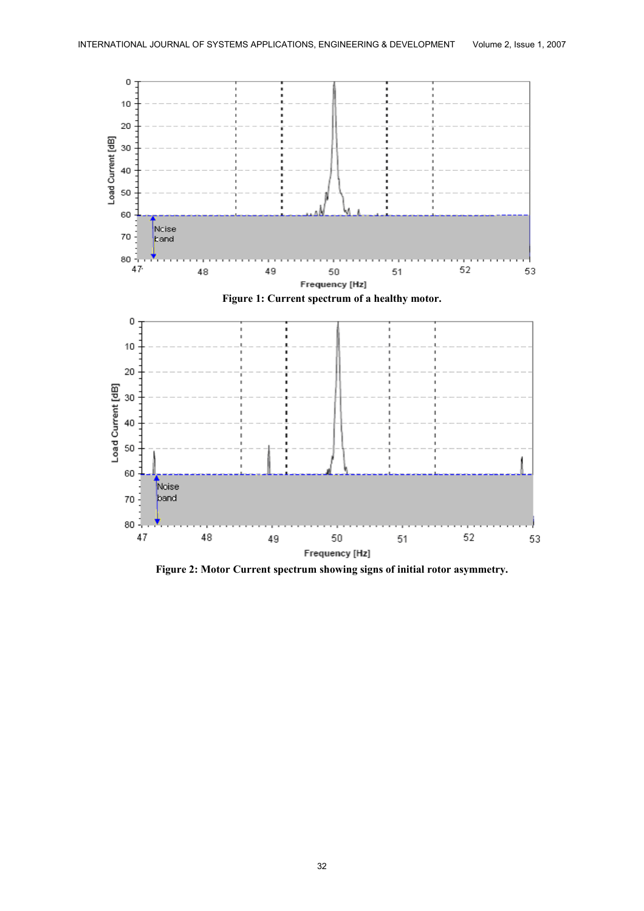Figure 1: Current spectrum of a healthy motor.

Figure 2: Motor Current spectrum showing signs of initial rotor asymmetry.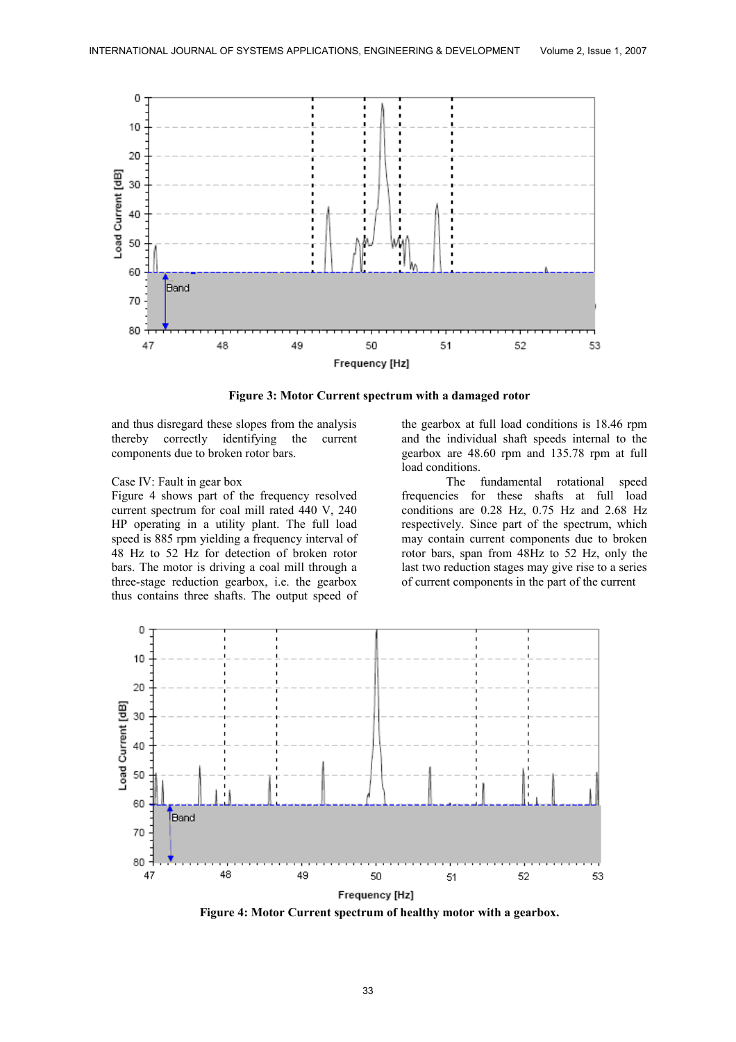Figure 3: Motor Current spectrum with a damaged rotor

and thus disregard these slopes from the analysis thereby correctly identifying the current components due to broken rotor bars.

Case IV: Fault in gear box

Figure 4 shows part of the frequency resolved current spectrum for coal mill rated 440 V, 240 HP operating in a utility plant. The full load speed is 885 rpm yielding a frequency interval of 48 Hz to 52 Hz for detection of broken rotor bars. The motor is driving a coal mill through a three-stage reduction gearbox, i.e. the gearbox thus contains three shafts. The output speed of the gearbox at full load conditions is 18.46 rpm and the individual shaft speeds internal to the gearbox are 48.60 rpm and 135.78 rpm at full load conditions.

The fundamental rotational speed frequencies for these shafts at full load conditions are 0.28 Hz, 0.75 Hz and 2.68 Hz respectively. Since part of the spectrum, which may contain current components due to broken rotor bars, span from 48Hz to 52 Hz, only the last two reduction stages may give rise to a series of current components in the part of the current

Figure 4: Motor Current spectrum of healthy motor with a gearbox.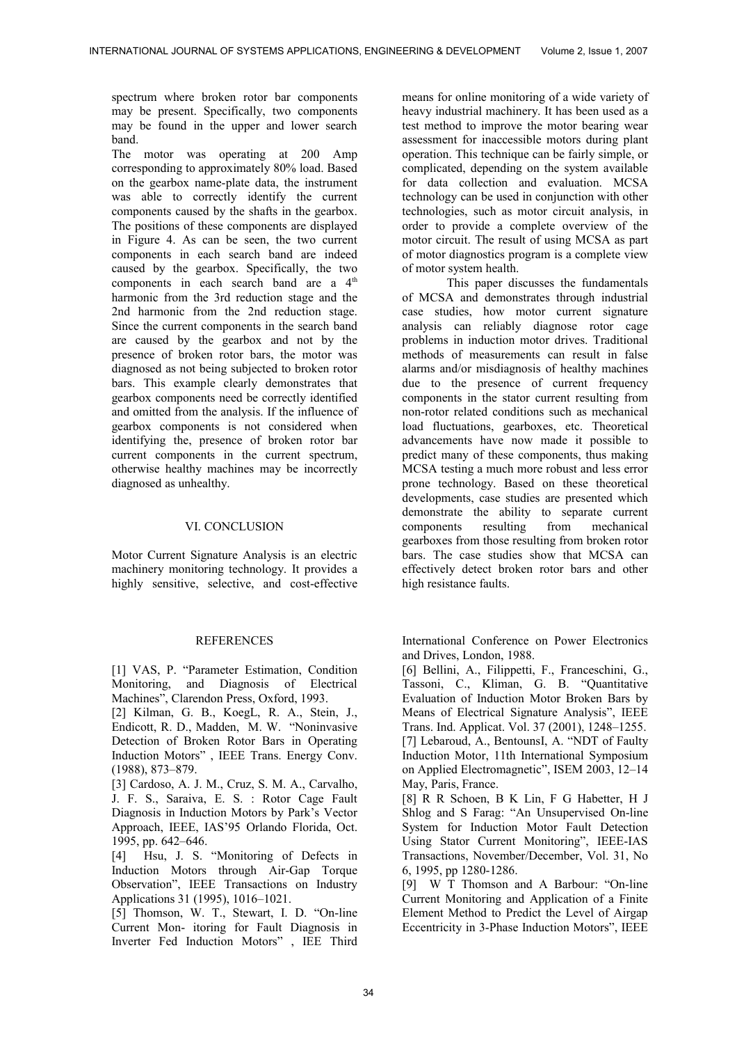spectrum where broken rotor bar components may be present. Specifically, two components may be found in the upper and lower search band.

The motor was operating at 200 Amp corresponding to approximately 80% load. Based on the gearbox name-plate data, the instrument was able to correctly identify the current components caused by the shafts in the gearbox. The positions of these components are displayed in Figure 4. As can be seen, the two current components in each search band are indeed caused by the gearbox. Specifically, the two components in each search band are a $4^{th}$ harmonic from the 3rd reduction stage and the 2nd harmonic from the 2nd reduction stage. Since the current components in the search band are caused by the gearbox and not by the presence of broken rotor bars, the motor was diagnosed as not being subjected to broken rotor bars. This example clearly demonstrates that gearbox components need be correctly identified and omitted from the analysis. If the influence of gearbox components is not considered when identifying the, presence of broken rotor bar current components in the current spectrum, otherwise healthy machines may be incorrectly diagnosed as unhealthy.

## VI. CONCLUSION

Motor Current Signature Analysis is an electric machinery monitoring technology. It provides a highly sensitive, selective, and cost-effective means for online monitoring of a wide variety of heavy industrial machinery. It has been used as a test method to improve the motor bearing wear assessment for inaccessible motors during plant operation. This technique can be fairly simple, or complicated, depending on the system available for data collection and evaluation. MCSA technology can be used in conjunction with other technologies, such as motor circuit analysis, in order to provide a complete overview of the motor circuit. The result of using MCSA as part of motor diagnostics program is a complete view of motor system health.

This paper discusses the fundamentals of MCSA and demonstrates through industrial case studies, how motor current signature analysis can reliably diagnose rotor cage problems in induction motor drives. Traditional methods of measurements can result in false alarms and/or misdiagnosis of healthy machines due to the presence of current frequency components in the stator current resulting from non-rotor related conditions such as mechanical load fluctuations, gearboxes, etc. Theoretical advancements have now made it possible to predict many of these components, thus making MCSA testing a much more robust and less error prone technology. Based on these theoretical developments, case studies are presented which demonstrate the ability to separate current components resulting from mechanical gearboxes from those resulting from broken rotor bars. The case studies show that MCSA can effectively detect broken rotor bars and other high resistance faults.

## REFERENCES

[1] VAS, P. "Parameter Estimation, Condition Monitoring, and Diagnosis of Electrical Machines", Clarendon Press, Oxford, 1993.

[2] Kilman, G. B., KoegL, R. A., Stein, J., Endicott, R. D., Madden, M. W. "Noninvasive Detection of Broken Rotor Bars in Operating Induction Motors" , IEEE Trans. Energy Conv. (1988), 873–879.

[3] Cardoso, A. J. M., Cruz, S. M. A., Carvalho, J. F. S., Saraiva, E. S. : Rotor Cage Fault Diagnosis in Induction Motors by Park's Vector Approach, IEEE, IAS'95 Orlando Florida, Oct. 1995, pp. 642–646.

[4] Hsu, J. S. "Monitoring of Defects in Induction Motors through Air-Gap Torque Observation", IEEE Transactions on Industry Applications 31 (1995), 1016–1021.

[5] Thomson, W. T., Stewart, I. D. "On-line Current Mon- itoring for Fault Diagnosis in Inverter Fed Induction Motors" , IEE Third International Conference on Power Electronics and Drives, London, 1988.

[6] Bellini, A., Filippetti, F., Franceschini, G., Tassoni, C., Kliman, G. B. "Quantitative Evaluation of Induction Motor Broken Bars by Means of Electrical Signature Analysis", IEEE Trans. Ind. Applicat. Vol. 37 (2001), 1248–1255.

[7] Lebaroud, A., BentounsI, A. "NDT of Faulty Induction Motor, 11th International Symposium on Applied Electromagnetic", ISEM 2003, 12–14 May, Paris, France.

[8] R R Schoen, B K Lin, F G Habetter, H J Shlog and S Farag: "An Unsupervised On-line System for Induction Motor Fault Detection Using Stator Current Monitoring", IEEE-IAS Transactions, November/December, Vol. 31, No 6, 1995, pp 1280-1286.

[9] W T Thomson and A Barbour: "On-line Current Monitoring and Application of a Finite Element Method to Predict the Level of Airgap Eccentricity in 3-Phase Induction Motors", IEEE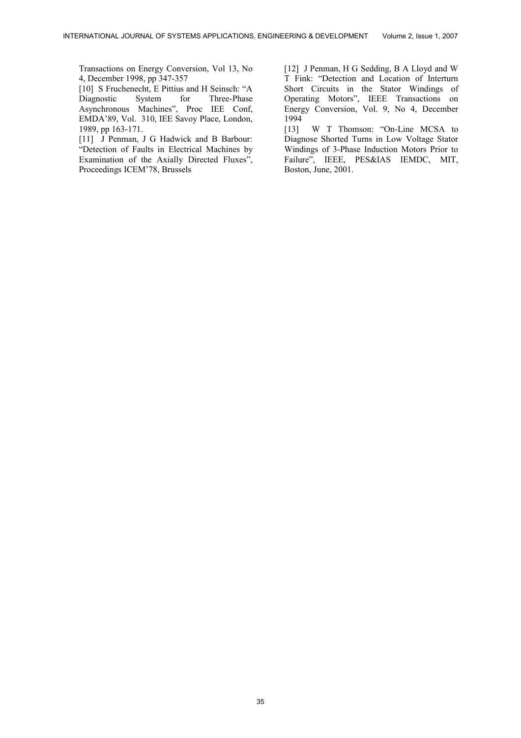Transactions on Energy Conversion, Vol 13, No 4, December 1998, pp 347-357

[10] S Fruchenecht, E Pittius and H Seinsch: "A Diagnostic System for Three-Phase Asynchronous Machines", Proc IEE Conf, EMDA'89, Vol. 310, IEE Savoy Place, London, 1989, pp 163-171.

[11] J Penman, J G Hadwick and B Barbour: "Detection of Faults in Electrical Machines by Examination of the Axially Directed Fluxes", Proceedings ICEM'78, Brussels

[12] J Penman, H G Sedding, B A Lloyd and W T Fink: "Detection and Location of Interturn Short Circuits in the Stator Windings of Operating Motors", IEEE Transactions on Energy Conversion, Vol. 9, No 4, December 1994

[13] W T Thomson: "On-Line MCSA to Diagnose Shorted Turns in Low Voltage Stator Windings of 3-Phase Induction Motors Prior to Failure", IEEE, PES&IAS IEMDC, MIT, Boston, June, 2001.